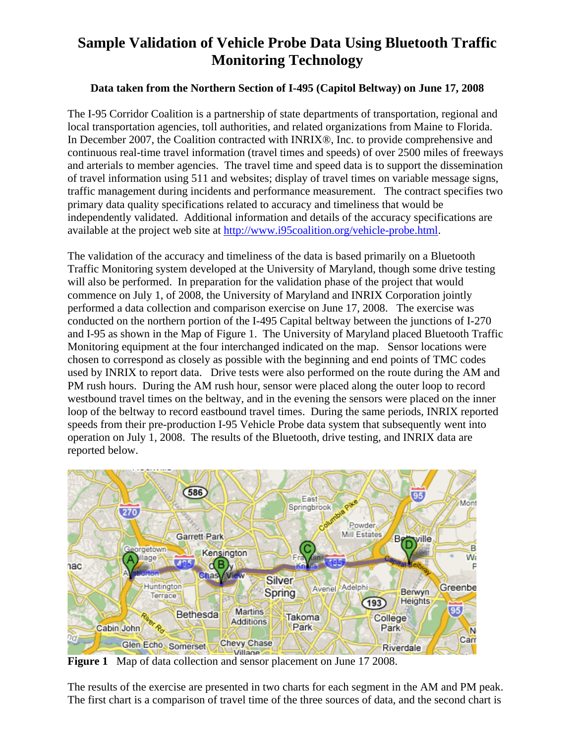# Sample Validation of Vehicle Probe Data Using Bluetooth Traffic Monitoring Technology

**Data taken from the Northern Section of I-495 (Capitol Beltway) on June 17, 2008**

The I-95 Corridor Coalition is a partnership of state departments of transportation, regional and local transportation agencies, toll authorities, and related organizations from Maine to Florida. In December 2007, the Coalition contracted with INRIX®, Inc. to provide comprehensive and continuous real-time travel information (travel times and speeds) of over 2500 miles of freeways and arterials to member agencies. The travel time and speed data is to support the dissemination of travel information using 511 and websites; display of travel times on variable message signs, traffic management during incidents and performance measurement. The contract specifies two primary data quality specifications related to accuracy and timeliness that would be independently validated. Additional information and details of the accuracy specifications are available at the project web site at http://www.i95coalition.org/vehicle-probe.html.

The validation of the accuracy and timeliness of the data is based primarily on a Bluetooth Traffic Monitoring system developed at the University of Maryland, though some drive testing will also be performed. In preparation for the validation phase of the project that would commence on July 1, of 2008, the University of Maryland and INRIX Corporation jointly performed a data collection and comparison exercise on June 17, 2008. The exercise was conducted on the northern portion of the I-495 Capital beltway between the junctions of I-270 and I-95 as shown in the Map of Figure 1. The University of Maryland placed Bluetooth Traffic Monitoring equipment at the four interchanged indicated on the map. Sensor locations were chosen to correspond as closely as possible with the beginning and end points of TMC codes used by INRIX to report data. Drive tests were also performed on the route during the AM and PM rush hours. During the AM rush hour, sensor were placed along the outer loop to record westbound travel times on the beltway, and in the evening the sensors were placed on the inner loop of the beltway to record eastbound travel times. During the same periods, INRIX reported speeds from their pre-production I-95 Vehicle Probe data system that subsequently went into operation on July 1, 2008. The results of the Bluetooth, drive testing, and INRIX data are reported below.

**Figure 1** Map of data collection and sensor placement on June 17 2008.

The results of the exercise are presented in two charts for each segment in the AM and PM peak. The first chart is a comparison of travel time of the three sources of data, and the second chart is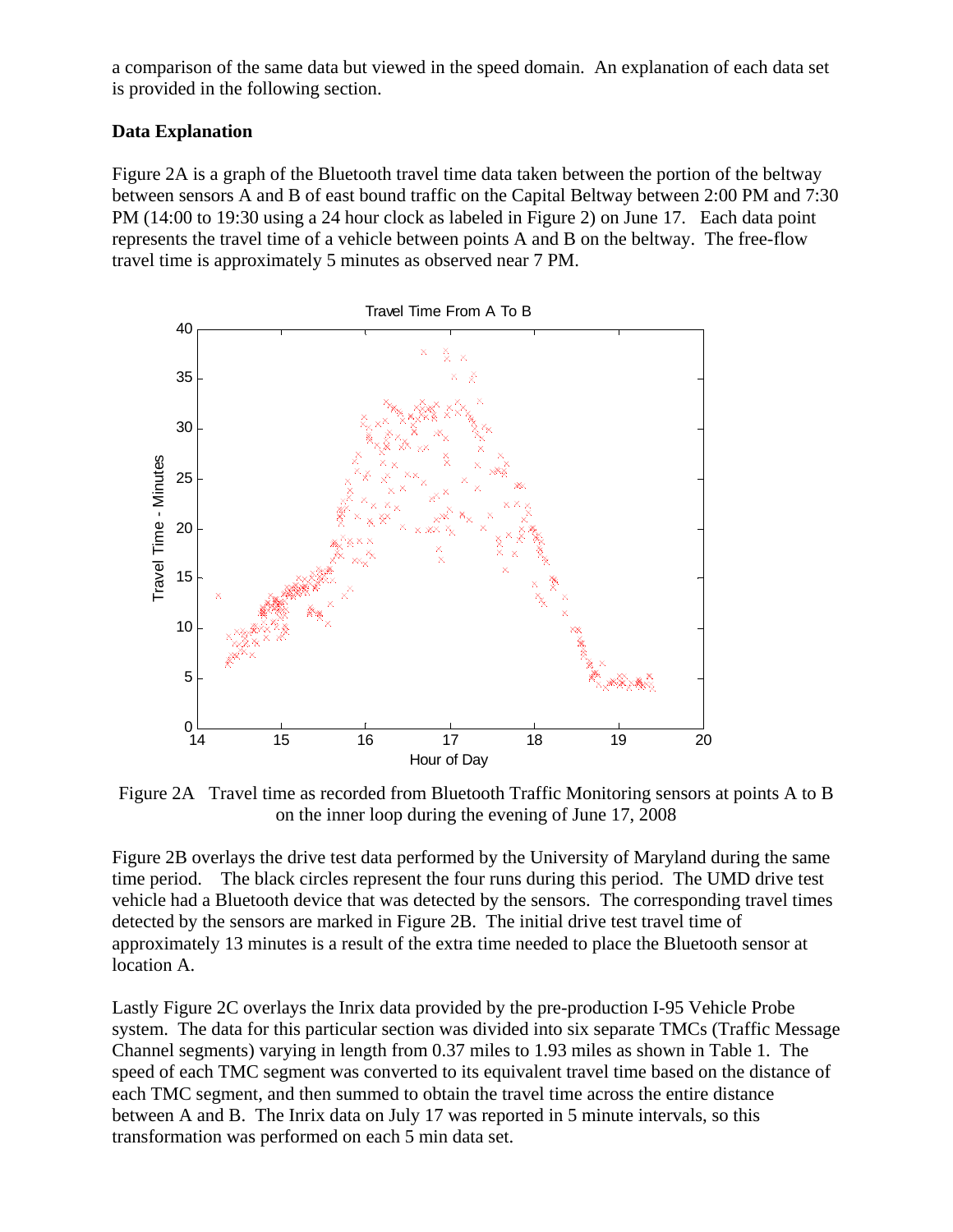a comparison of the same data but viewed in the speed domain. An explanation of each data set is provided in the following section.

**Data Explanation**

Figure 2A is a graph of the Bluetooth travel time data taken between the portion of the beltway between sensors A and B of east bound traffic on the Capital Beltway between 2:00 PM and 7:30 PM (14:00 to 19:30 using a 24 hour clock as labeled in Figure 2) on June 17. Each data point represents the travel time of a vehicle between points A and B on the beltway. The free-flow travel time is approximately 5 minutes as observed near 7 PM.

Figure 2A Travel time as recorded from Bluetooth Traffic Monitoring sensors at points A to B on the inner loop during the evening of June 17, 2008

Figure 2B overlays the drive test data performed by the University of Maryland during the same time period. The black circles represent the four runs during this period. The UMD drive test vehicle had a Bluetooth device that was detected by the sensors. The corresponding travel times detected by the sensors are marked in Figure 2B. The initial drive test travel time of approximately 13 minutes is a result of the extra time needed to place the Bluetooth sensor at location A.

Lastly Figure 2C overlays the Inrix data provided by the pre-production I-95 Vehicle Probe system. The data for this particular section was divided into six separate TMCs (Traffic Message Channel segments) varying in length from 0.37 miles to 1.93 miles as shown in Table 1. The speed of each TMC segment was converted to its equivalent travel time based on the distance of each TMC segment, and then summed to obtain the travel time across the entire distance between A and B. The Inrix data on July 17 was reported in 5 minute intervals, so this transformation was performed on each 5 min data set.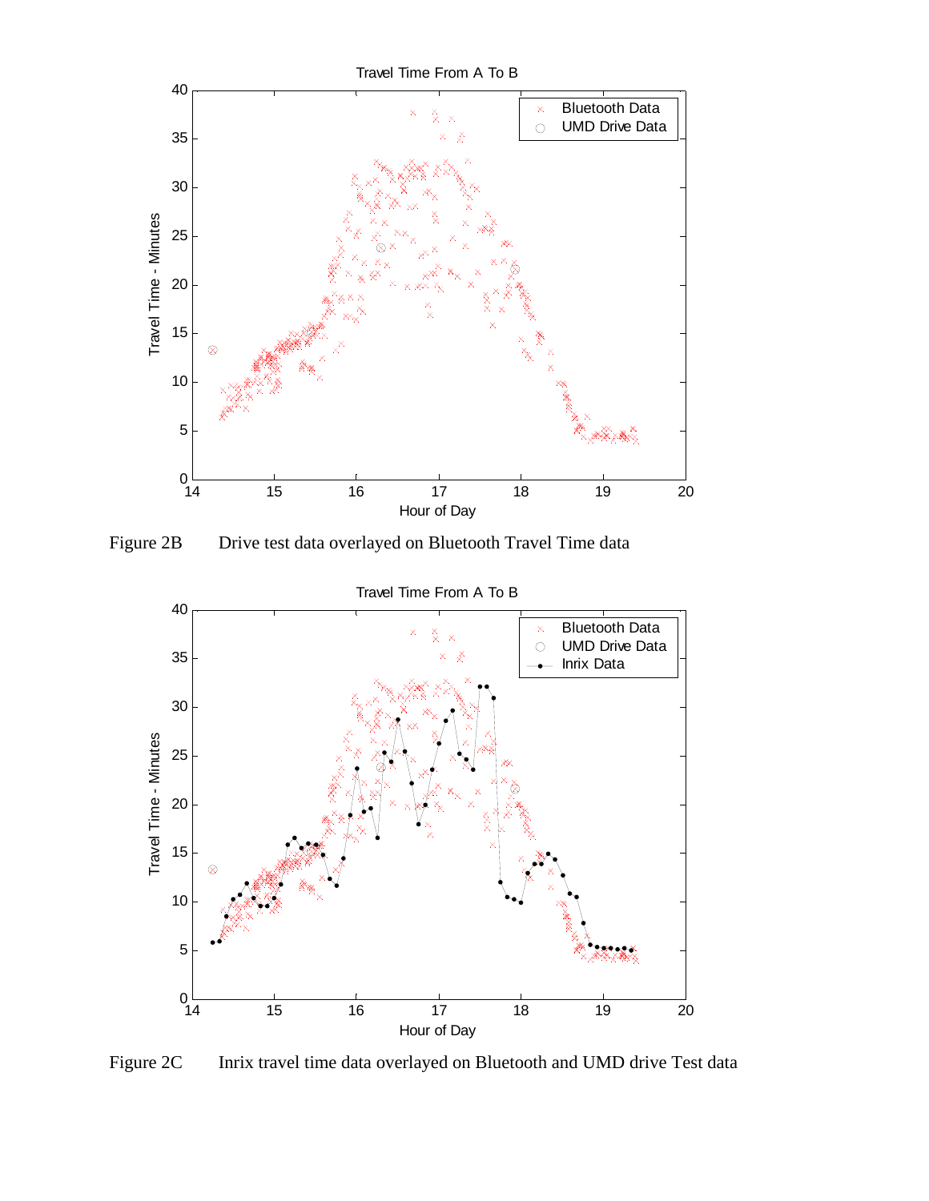Figure 2B Drive test data overlayed on Bluetooth Travel Time data

Figure 2C Inrix travel time data overlayed on Bluetooth and UMD drive Test data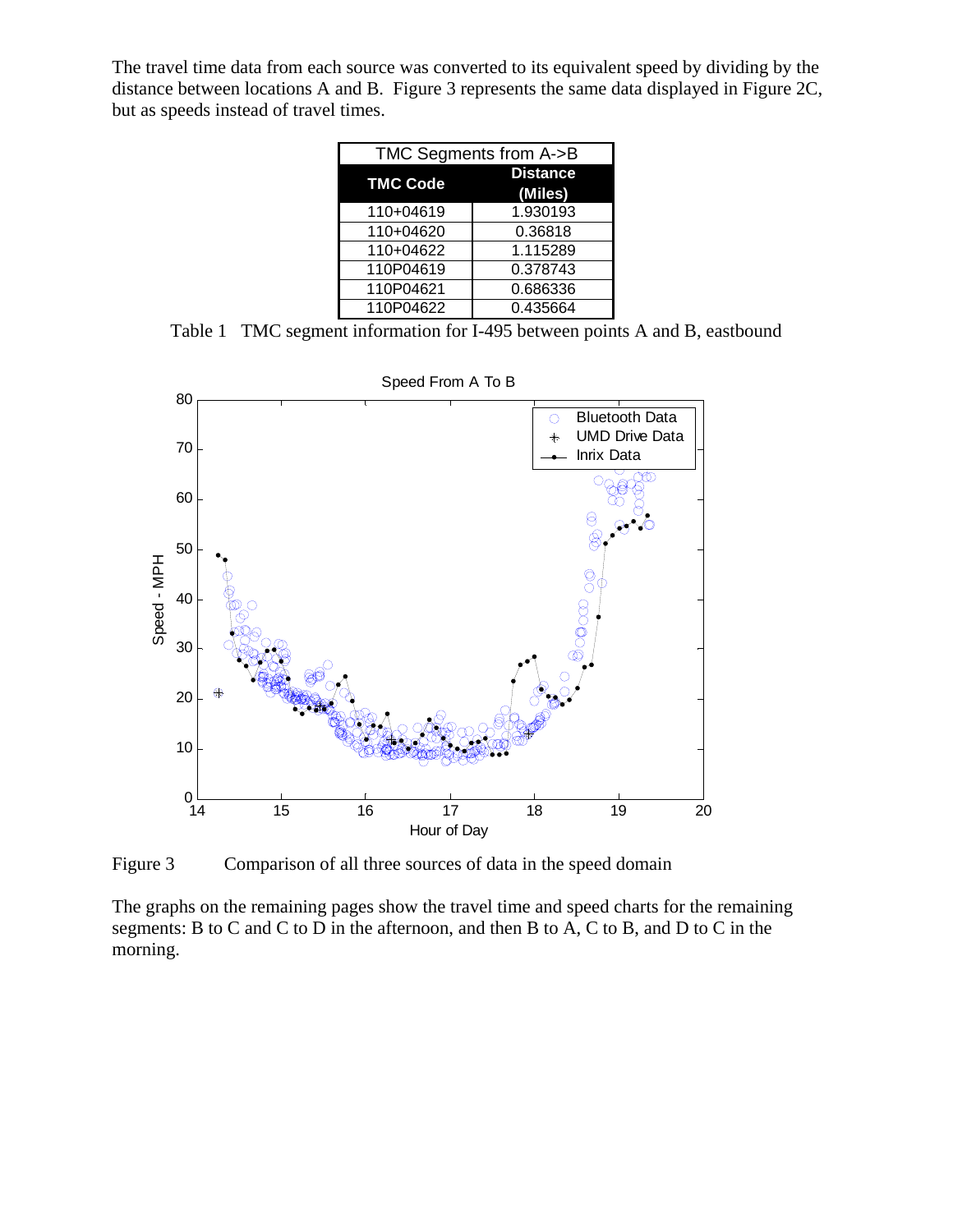The travel time data from each source was converted to its equivalent speed by dividing by the distance between locations A and B. Figure 3 represents the same data displayed in Figure 2C, but as speeds instead of travel times.

| TMC Segments from A->B | |
|---|---|
| **TMC Code** | **Distance (Miles)** |
| 110+04619 | 1.930193 |
| 110+04620 | 0.36818 |
| 110+04622 | 1.115289 |
| 110P04619 | 0.378743 |
| 110P04621 | 0.686336 |
| 110P04622 | 0.435664 |

Table 1 TMC segment information for I-495 between points A and B, eastbound

Figure 3 Comparison of all three sources of data in the speed domain

The graphs on the remaining pages show the travel time and speed charts for the remaining segments: B to C and C to D in the afternoon, and then B to A, C to B, and D to C in the morning.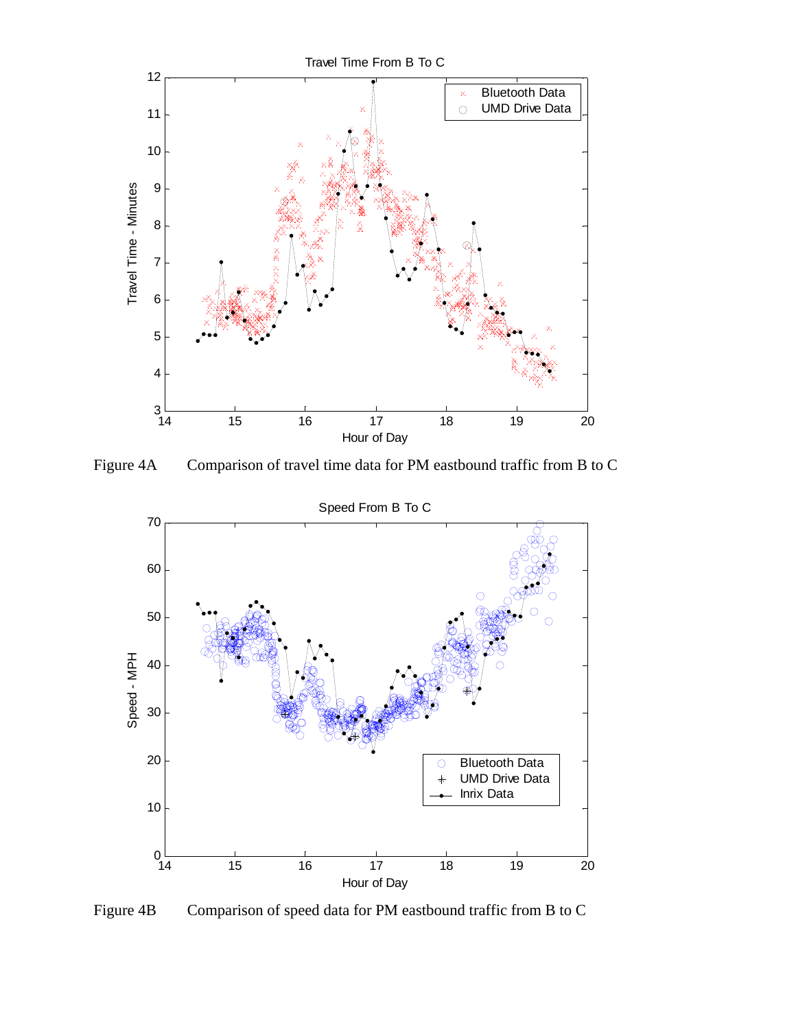Figure 4A Comparison of travel time data for PM eastbound traffic from B to C

Figure 4B Comparison of speed data for PM eastbound traffic from B to C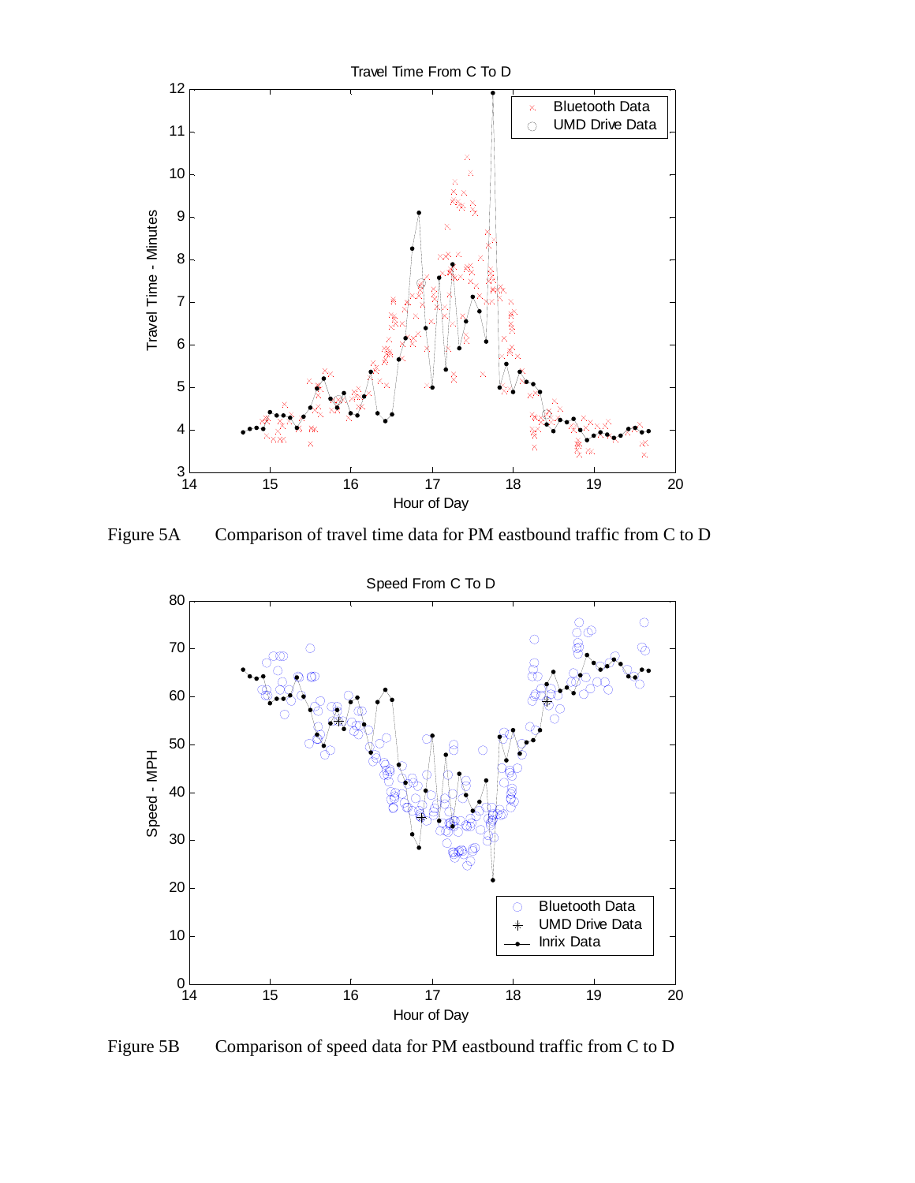Figure 5A Comparison of travel time data for PM eastbound traffic from C to D

Figure 5B Comparison of speed data for PM eastbound traffic from C to D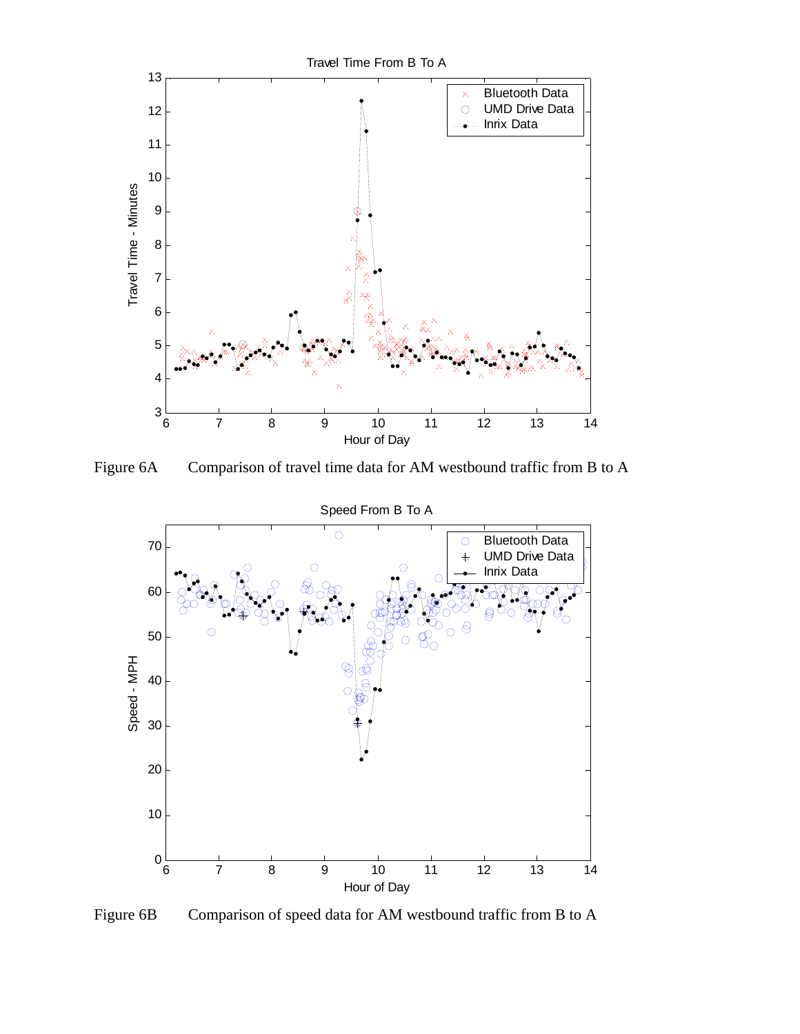Figure 6A Comparison of travel time data for AM westbound traffic from B to A

Figure 6B Comparison of speed data for AM westbound traffic from B to A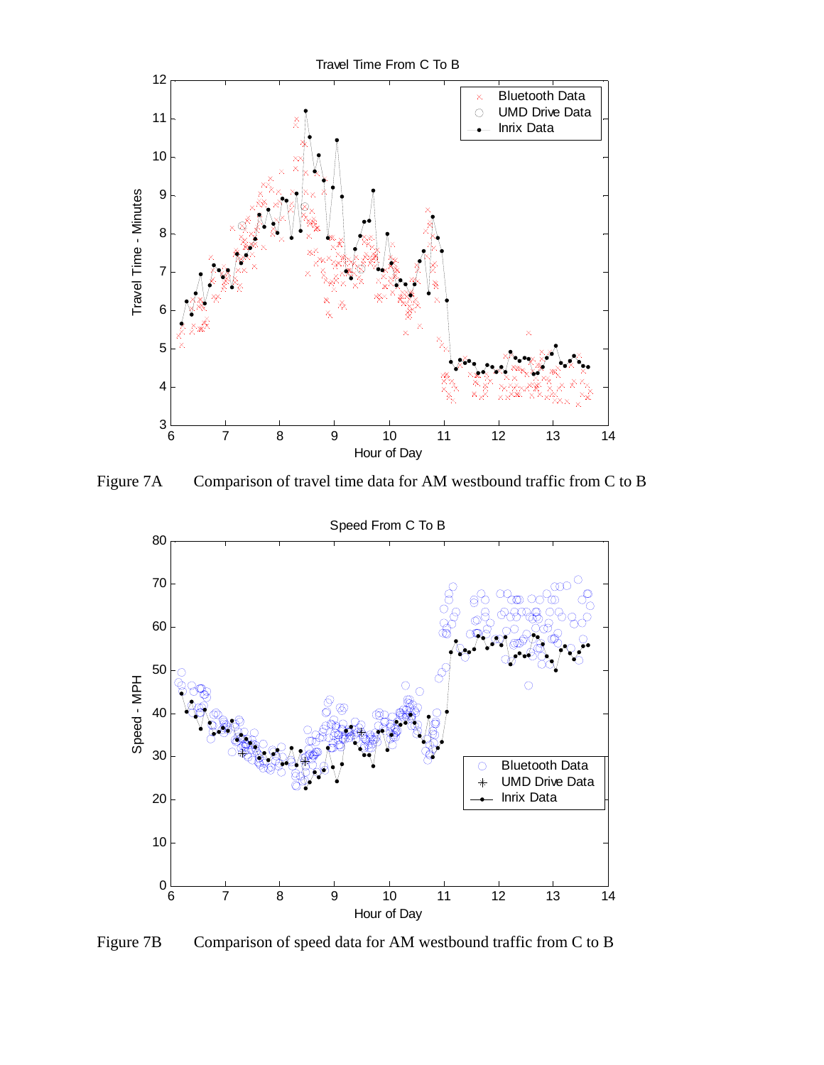Figure 7A Comparison of travel time data for AM westbound traffic from C to B

Figure 7B Comparison of speed data for AM westbound traffic from C to B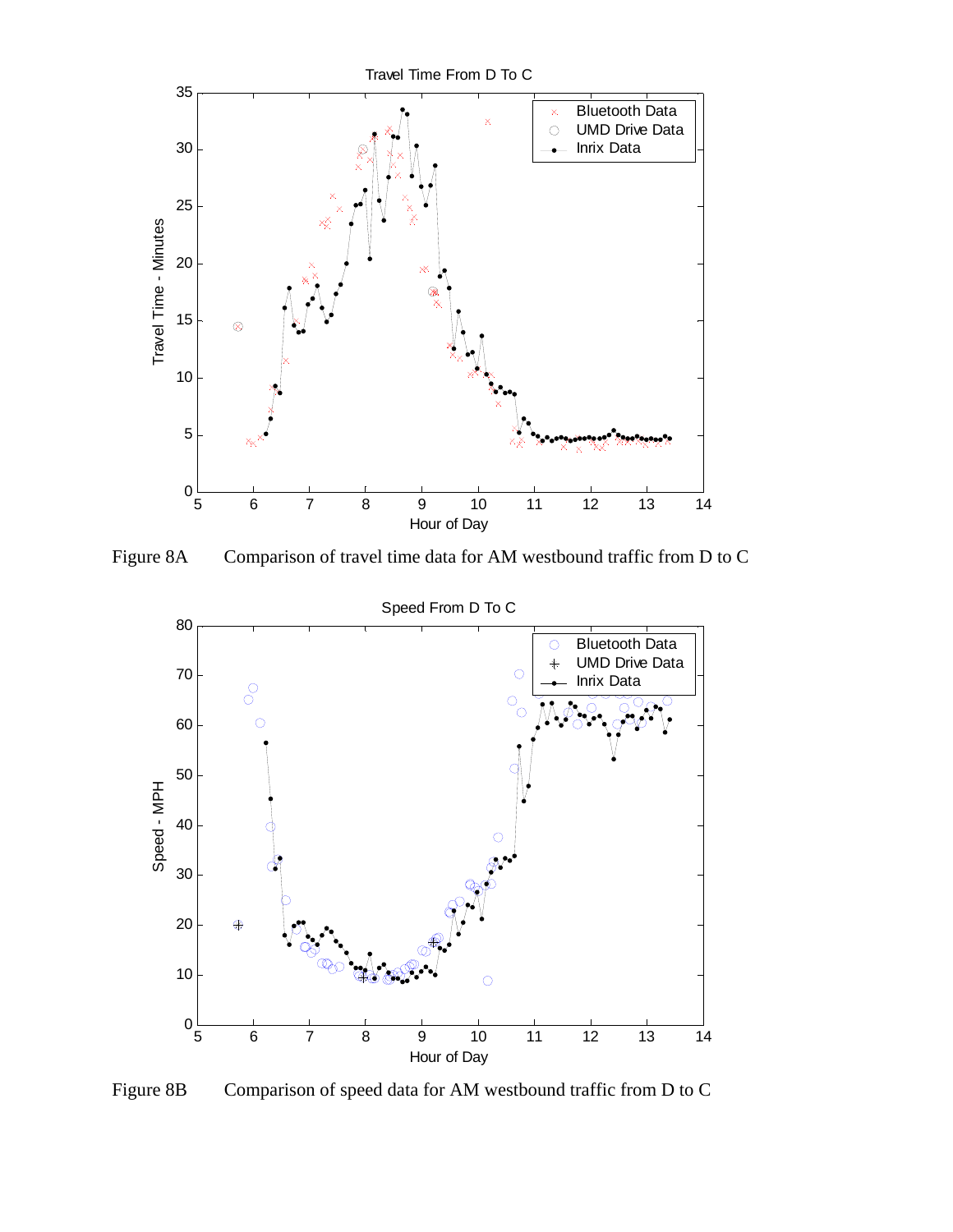Travel Time From D To C

35
30
25
20
15
10
5
0

Travel Time - Minutes

5 6 7 8 9 10 11 12 13 14

Hour of Day

Bluetooth Data
UMD Drive Data
Inrix Data

Figure 8A Comparison of travel time data for AM westbound traffic from D to C

Speed From D To C

80
70
60
50
40
30
20
10
0

Speed - MPH

5 6 7 8 9 10 11 12 13 14

Hour of Day

Bluetooth Data
UMD Drive Data
Inrix Data

Figure 8B Comparison of speed data for AM westbound traffic from D to C